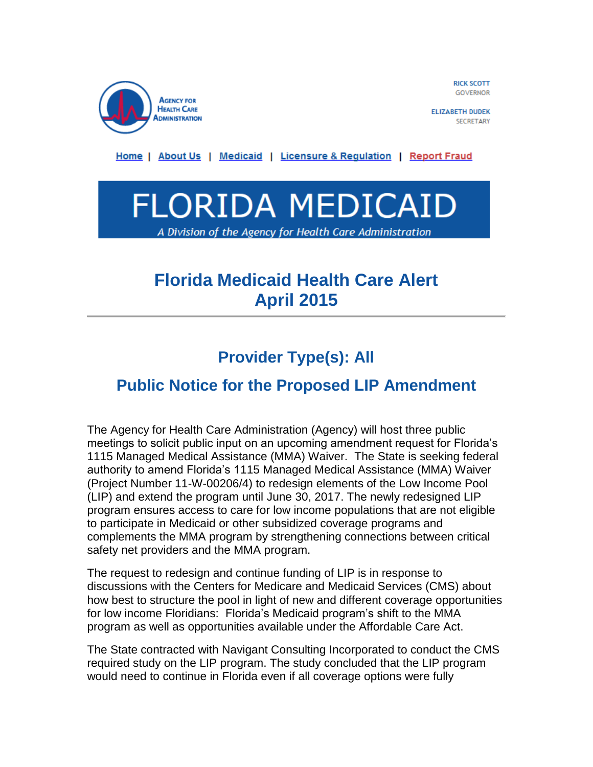Agency for Health Care Administration

RICK SCOTT
GOVERNOR

ELIZABETH DUDEK
SECRETARY

Home | About Us | Medicaid | Licensure & Regulation | Report Fraud

# FLORIDA MEDICAID

*A Division of the Agency for Health Care Administration*

# Florida Medicaid Health Care Alert
# April 2015

## Provider Type(s): All

## Public Notice for the Proposed LIP Amendment

The Agency for Health Care Administration (Agency) will host three public meetings to solicit public input on an upcoming amendment request for Florida's 1115 Managed Medical Assistance (MMA) Waiver. The State is seeking federal authority to amend Florida's 1115 Managed Medical Assistance (MMA) Waiver (Project Number 11-W-00206/4) to redesign elements of the Low Income Pool (LIP) and extend the program until June 30, 2017. The newly redesigned LIP program ensures access to care for low income populations that are not eligible to participate in Medicaid or other subsidized coverage programs and complements the MMA program by strengthening connections between critical safety net providers and the MMA program.

The request to redesign and continue funding of LIP is in response to discussions with the Centers for Medicare and Medicaid Services (CMS) about how best to structure the pool in light of new and different coverage opportunities for low income Floridians: Florida's Medicaid program's shift to the MMA program as well as opportunities available under the Affordable Care Act.

The State contracted with Navigant Consulting Incorporated to conduct the CMS required study on the LIP program. The study concluded that the LIP program would need to continue in Florida even if all coverage options were fully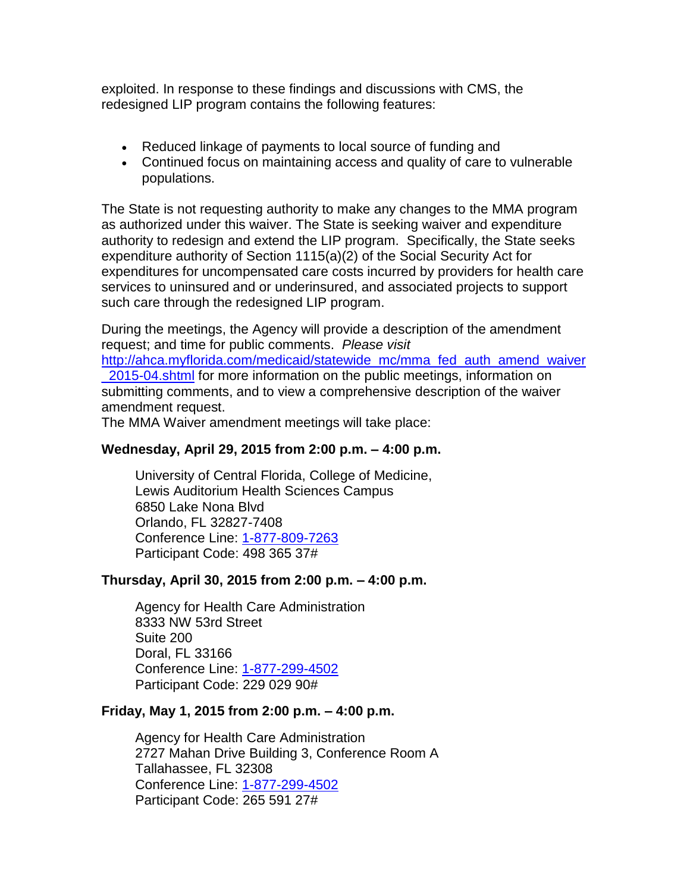exploited. In response to these findings and discussions with CMS, the redesigned LIP program contains the following features:

- Reduced linkage of payments to local source of funding and
- Continued focus on maintaining access and quality of care to vulnerable populations.

The State is not requesting authority to make any changes to the MMA program as authorized under this waiver. The State is seeking waiver and expenditure authority to redesign and extend the LIP program. Specifically, the State seeks expenditure authority of Section 1115(a)(2) of the Social Security Act for expenditures for uncompensated care costs incurred by providers for health care services to uninsured and or underinsured, and associated projects to support such care through the redesigned LIP program.

During the meetings, the Agency will provide a description of the amendment request; and time for public comments. *Please visit* [http://ahca.myflorida.com/medicaid/statewide_mc/mma_fed_auth_amend_waiver_2015-04.shtml](http://ahca.myflorida.com/medicaid/statewide_mc/mma_fed_auth_amend_waiver_2015-04.shtml) for more information on the public meetings, information on submitting comments, and to view a comprehensive description of the waiver amendment request.

The MMA Waiver amendment meetings will take place:

**Wednesday, April 29, 2015 from 2:00 p.m. – 4:00 p.m.**

University of Central Florida, College of Medicine,
Lewis Auditorium Health Sciences Campus
6850 Lake Nona Blvd
Orlando, FL 32827-7408
Conference Line: 1-877-809-7263
Participant Code: 498 365 37#

**Thursday, April 30, 2015 from 2:00 p.m. – 4:00 p.m.**

Agency for Health Care Administration
8333 NW 53rd Street
Suite 200
Doral, FL 33166
Conference Line: 1-877-299-4502
Participant Code: 229 029 90#

**Friday, May 1, 2015 from 2:00 p.m. – 4:00 p.m.**

Agency for Health Care Administration
2727 Mahan Drive Building 3, Conference Room A
Tallahassee, FL 32308
Conference Line: 1-877-299-4502
Participant Code: 265 591 27#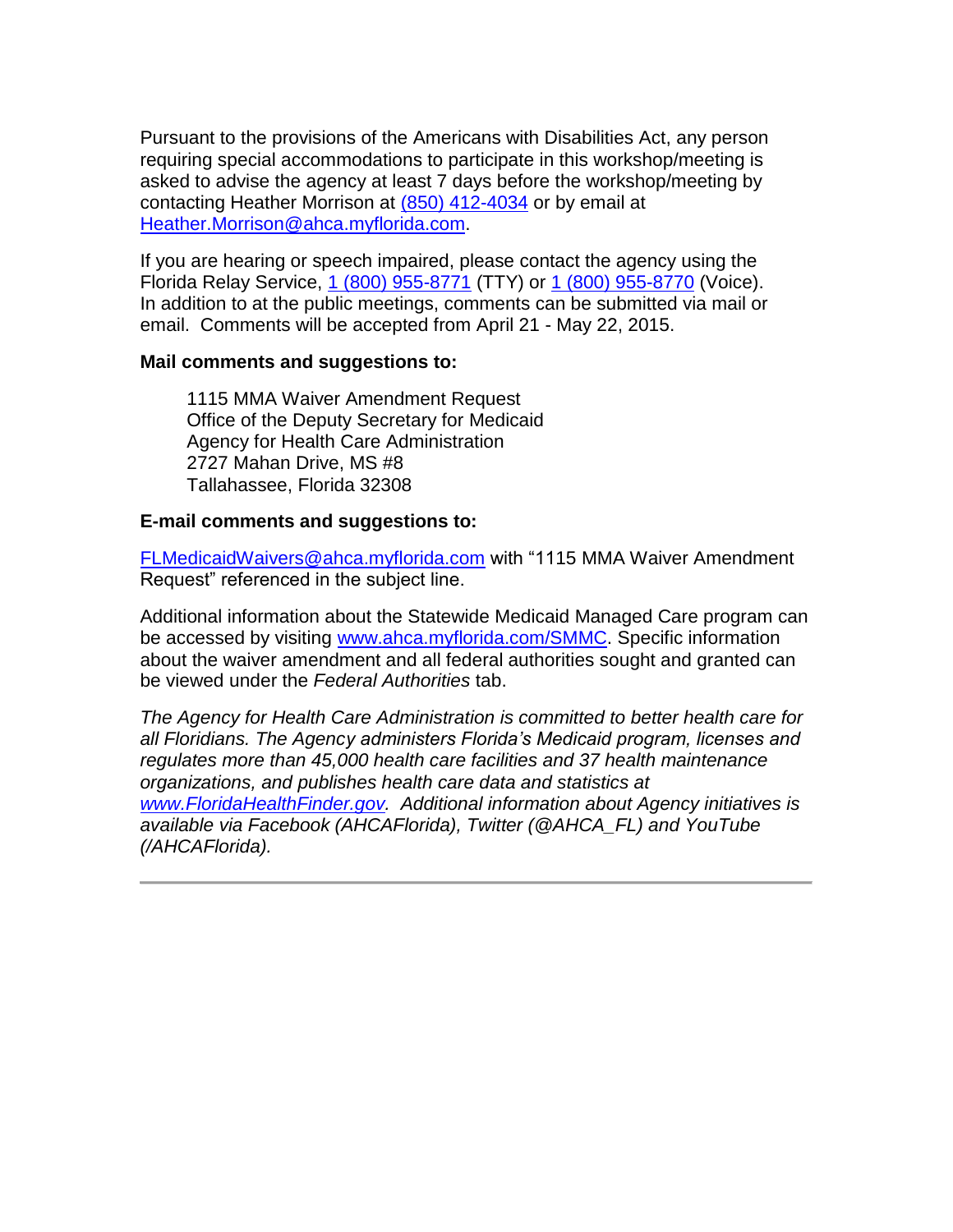Pursuant to the provisions of the Americans with Disabilities Act, any person requiring special accommodations to participate in this workshop/meeting is asked to advise the agency at least 7 days before the workshop/meeting by contacting Heather Morrison at (850) 412-4034 or by email at Heather.Morrison@ahca.myflorida.com.

If you are hearing or speech impaired, please contact the agency using the Florida Relay Service, 1 (800) 955-8771 (TTY) or 1 (800) 955-8770 (Voice). In addition to at the public meetings, comments can be submitted via mail or email. Comments will be accepted from April 21 - May 22, 2015.

**Mail comments and suggestions to:**

1115 MMA Waiver Amendment Request
Office of the Deputy Secretary for Medicaid
Agency for Health Care Administration
2727 Mahan Drive, MS #8
Tallahassee, Florida 32308

**E-mail comments and suggestions to:**

FLMedicaidWaivers@ahca.myflorida.com with "1115 MMA Waiver Amendment Request" referenced in the subject line.

Additional information about the Statewide Medicaid Managed Care program can be accessed by visiting www.ahca.myflorida.com/SMMC. Specific information about the waiver amendment and all federal authorities sought and granted can be viewed under the *Federal Authorities* tab.

*The Agency for Health Care Administration is committed to better health care for all Floridians. The Agency administers Florida's Medicaid program, licenses and regulates more than 45,000 health care facilities and 37 health maintenance organizations, and publishes health care data and statistics at www.FloridaHealthFinder.gov. Additional information about Agency initiatives is available via Facebook (AHCAFlorida), Twitter (@AHCA_FL) and YouTube (/AHCAFlorida).*